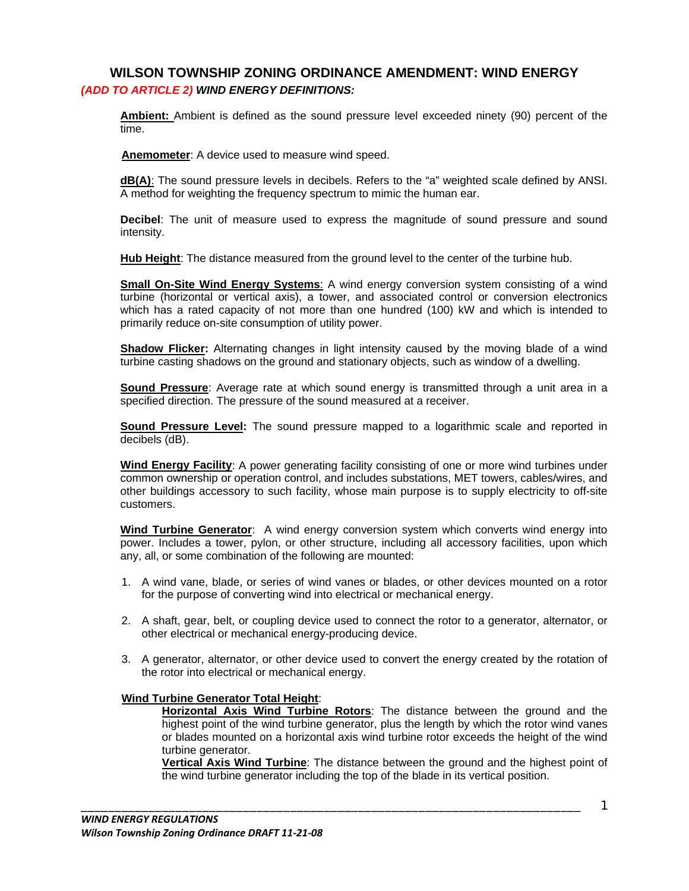# WILSON TOWNSHIP ZONING ORDINANCE AMENDMENT: WIND ENERGY

***(ADD TO ARTICLE 2) WIND ENERGY DEFINITIONS:***

**Ambient:** Ambient is defined as the sound pressure level exceeded ninety (90) percent of the time.

**Anemometer**: A device used to measure wind speed.

**dB(A)**: The sound pressure levels in decibels. Refers to the "a" weighted scale defined by ANSI. A method for weighting the frequency spectrum to mimic the human ear.

**Decibel**: The unit of measure used to express the magnitude of sound pressure and sound intensity.

**Hub Height**: The distance measured from the ground level to the center of the turbine hub.

**Small On-Site Wind Energy Systems**: A wind energy conversion system consisting of a wind turbine (horizontal or vertical axis), a tower, and associated control or conversion electronics which has a rated capacity of not more than one hundred (100) kW and which is intended to primarily reduce on-site consumption of utility power.

**Shadow Flicker:** Alternating changes in light intensity caused by the moving blade of a wind turbine casting shadows on the ground and stationary objects, such as window of a dwelling.

**Sound Pressure**: Average rate at which sound energy is transmitted through a unit area in a specified direction. The pressure of the sound measured at a receiver.

**Sound Pressure Level:** The sound pressure mapped to a logarithmic scale and reported in decibels (dB).

**Wind Energy Facility**: A power generating facility consisting of one or more wind turbines under common ownership or operation control, and includes substations, MET towers, cables/wires, and other buildings accessory to such facility, whose main purpose is to supply electricity to off-site customers.

**Wind Turbine Generator**: A wind energy conversion system which converts wind energy into power. Includes a tower, pylon, or other structure, including all accessory facilities, upon which any, all, or some combination of the following are mounted:

1. A wind vane, blade, or series of wind vanes or blades, or other devices mounted on a rotor for the purpose of converting wind into electrical or mechanical energy.

2. A shaft, gear, belt, or coupling device used to connect the rotor to a generator, alternator, or other electrical or mechanical energy-producing device.

3. A generator, alternator, or other device used to convert the energy created by the rotation of the rotor into electrical or mechanical energy.

**Wind Turbine Generator Total Height**:

**Horizontal Axis Wind Turbine Rotors**: The distance between the ground and the highest point of the wind turbine generator, plus the length by which the rotor wind vanes or blades mounted on a horizontal axis wind turbine rotor exceeds the height of the wind turbine generator.

**Vertical Axis Wind Turbine**: The distance between the ground and the highest point of the wind turbine generator including the top of the blade in its vertical position.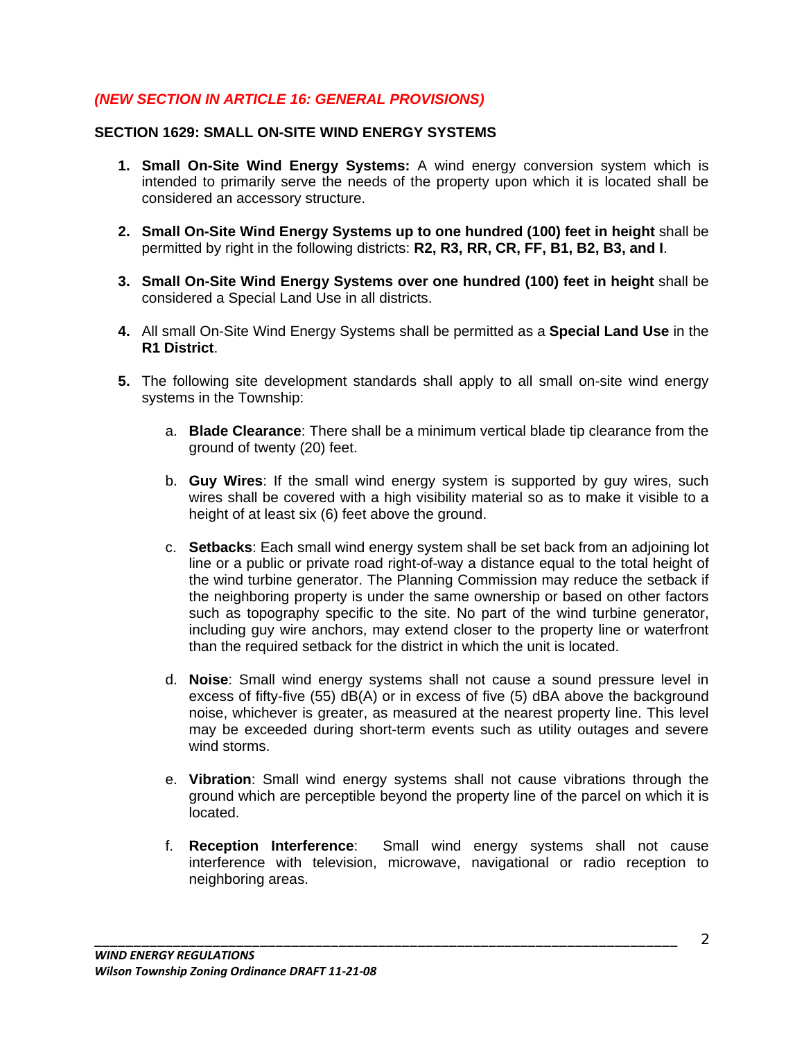*(NEW SECTION IN ARTICLE 16: GENERAL PROVISIONS)*

## SECTION 1629: SMALL ON-SITE WIND ENERGY SYSTEMS

1. **Small On-Site Wind Energy Systems:** A wind energy conversion system which is intended to primarily serve the needs of the property upon which it is located shall be considered an accessory structure.

2. **Small On-Site Wind Energy Systems up to one hundred (100) feet in height** shall be permitted by right in the following districts: **R2, R3, RR, CR, FF, B1, B2, B3, and I**.

3. **Small On-Site Wind Energy Systems over one hundred (100) feet in height** shall be considered a Special Land Use in all districts.

4. All small On-Site Wind Energy Systems shall be permitted as a **Special Land Use** in the **R1 District**.

5. The following site development standards shall apply to all small on-site wind energy systems in the Township:

   a. **Blade Clearance**: There shall be a minimum vertical blade tip clearance from the ground of twenty (20) feet.

   b. **Guy Wires**: If the small wind energy system is supported by guy wires, such wires shall be covered with a high visibility material so as to make it visible to a height of at least six (6) feet above the ground.

   c. **Setbacks**: Each small wind energy system shall be set back from an adjoining lot line or a public or private road right-of-way a distance equal to the total height of the wind turbine generator. The Planning Commission may reduce the setback if the neighboring property is under the same ownership or based on other factors such as topography specific to the site. No part of the wind turbine generator, including guy wire anchors, may extend closer to the property line or waterfront than the required setback for the district in which the unit is located.

   d. **Noise**: Small wind energy systems shall not cause a sound pressure level in excess of fifty-five (55) dB(A) or in excess of five (5) dBA above the background noise, whichever is greater, as measured at the nearest property line. This level may be exceeded during short-term events such as utility outages and severe wind storms.

   e. **Vibration**: Small wind energy systems shall not cause vibrations through the ground which are perceptible beyond the property line of the parcel on which it is located.

   f. **Reception Interference**: Small wind energy systems shall not cause interference with television, microwave, navigational or radio reception to neighboring areas.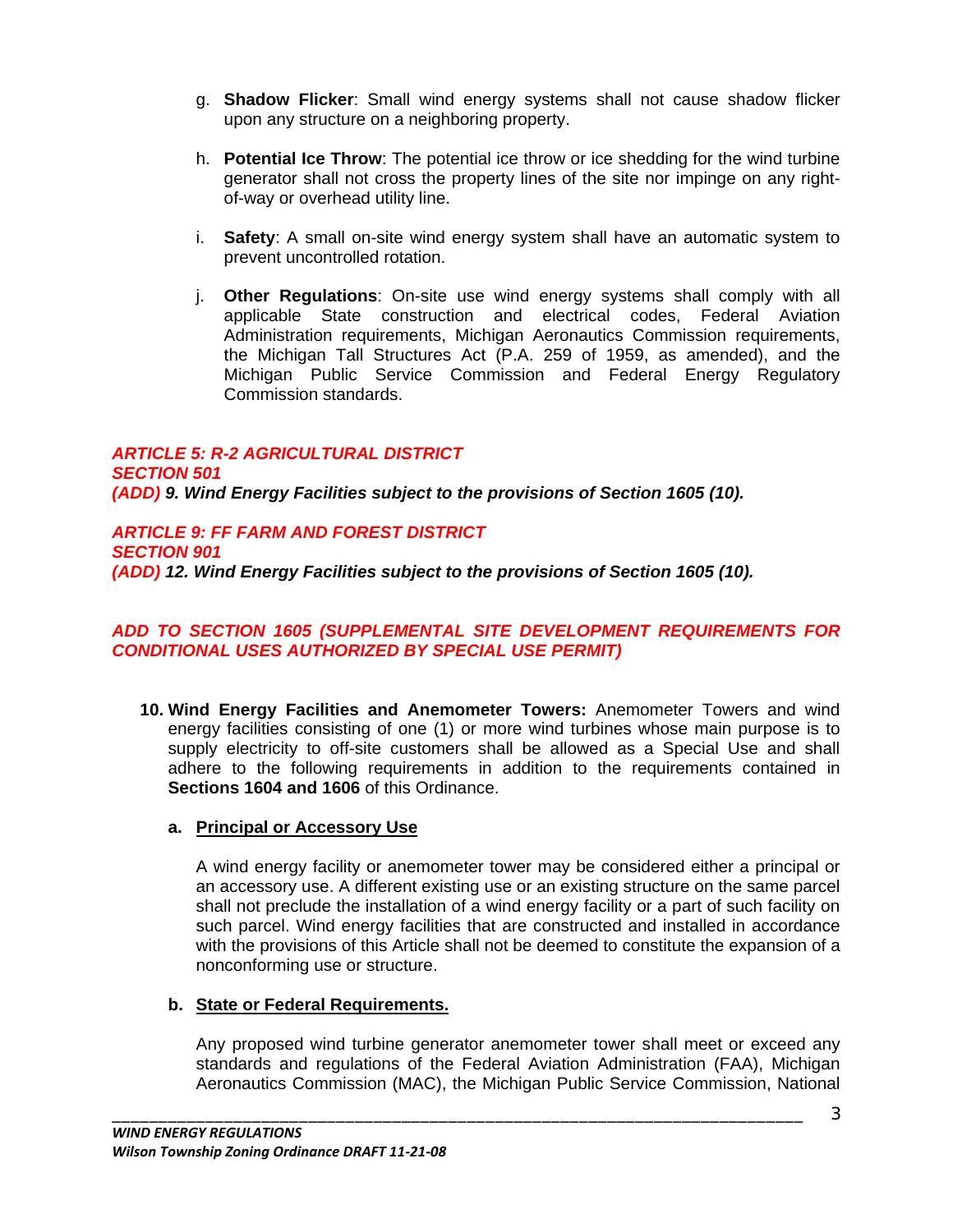g. **Shadow Flicker**: Small wind energy systems shall not cause shadow flicker upon any structure on a neighboring property.

h. **Potential Ice Throw**: The potential ice throw or ice shedding for the wind turbine generator shall not cross the property lines of the site nor impinge on any right-of-way or overhead utility line.

i. **Safety**: A small on-site wind energy system shall have an automatic system to prevent uncontrolled rotation.

j. **Other Regulations**: On-site use wind energy systems shall comply with all applicable State construction and electrical codes, Federal Aviation Administration requirements, Michigan Aeronautics Commission requirements, the Michigan Tall Structures Act (P.A. 259 of 1959, as amended), and the Michigan Public Service Commission and Federal Energy Regulatory Commission standards.

***ARTICLE 5: R-2 AGRICULTURAL DISTRICT***
***SECTION 501***
***(ADD) 9. Wind Energy Facilities subject to the provisions of Section 1605 (10).***

***ARTICLE 9: FF FARM AND FOREST DISTRICT***
***SECTION 901***
***(ADD) 12. Wind Energy Facilities subject to the provisions of Section 1605 (10).***

***ADD TO SECTION 1605 (SUPPLEMENTAL SITE DEVELOPMENT REQUIREMENTS FOR CONDITIONAL USES AUTHORIZED BY SPECIAL USE PERMIT)***

**10. Wind Energy Facilities and Anemometer Towers:** Anemometer Towers and wind energy facilities consisting of one (1) or more wind turbines whose main purpose is to supply electricity to off-site customers shall be allowed as a Special Use and shall adhere to the following requirements in addition to the requirements contained in **Sections 1604 and 1606** of this Ordinance.

**a. Principal or Accessory Use**

A wind energy facility or anemometer tower may be considered either a principal or an accessory use. A different existing use or an existing structure on the same parcel shall not preclude the installation of a wind energy facility or a part of such facility on such parcel. Wind energy facilities that are constructed and installed in accordance with the provisions of this Article shall not be deemed to constitute the expansion of a nonconforming use or structure.

**b. State or Federal Requirements.**

Any proposed wind turbine generator anemometer tower shall meet or exceed any standards and regulations of the Federal Aviation Administration (FAA), Michigan Aeronautics Commission (MAC), the Michigan Public Service Commission, National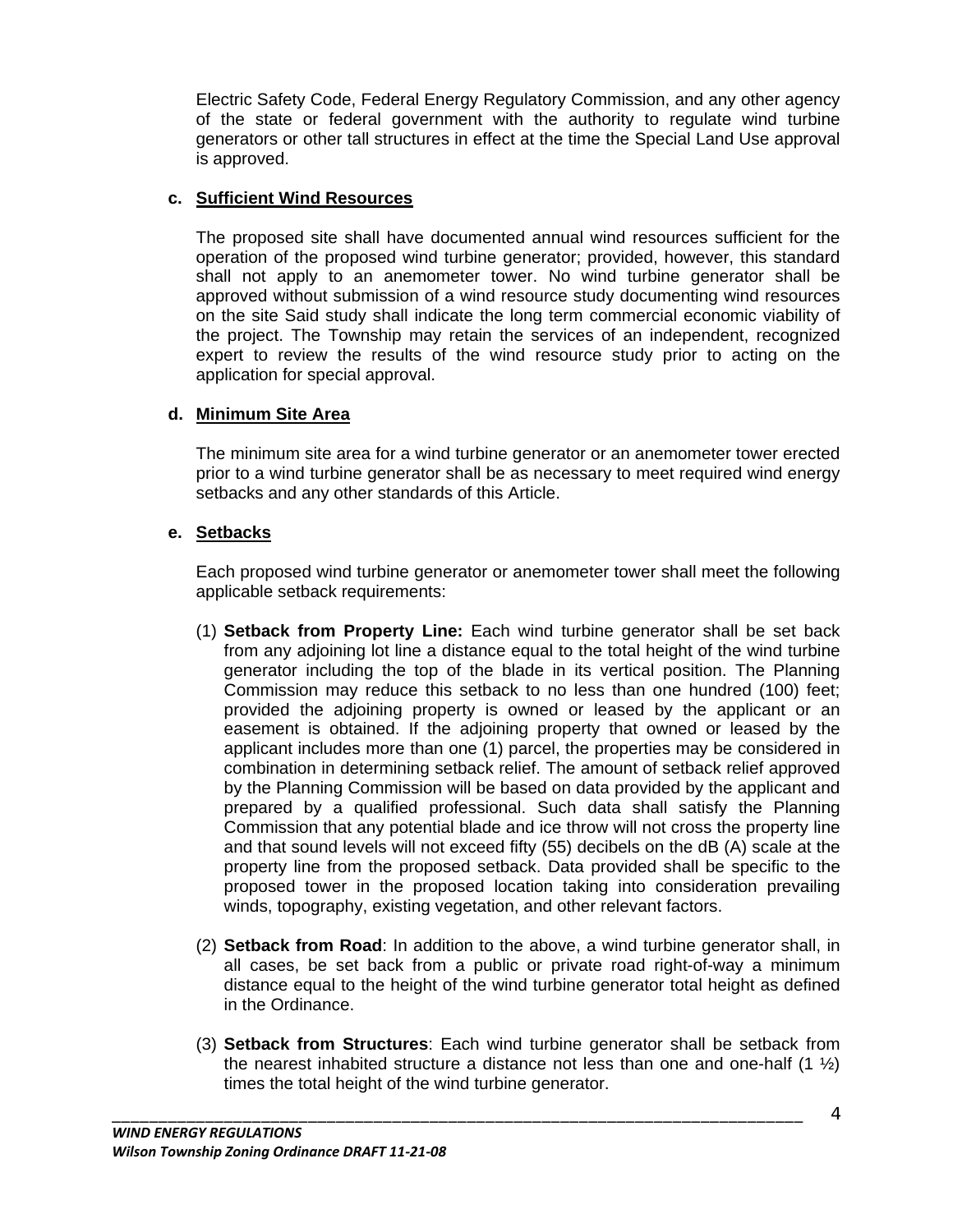Electric Safety Code, Federal Energy Regulatory Commission, and any other agency of the state or federal government with the authority to regulate wind turbine generators or other tall structures in effect at the time the Special Land Use approval is approved.

**c. Sufficient Wind Resources**

The proposed site shall have documented annual wind resources sufficient for the operation of the proposed wind turbine generator; provided, however, this standard shall not apply to an anemometer tower. No wind turbine generator shall be approved without submission of a wind resource study documenting wind resources on the site Said study shall indicate the long term commercial economic viability of the project. The Township may retain the services of an independent, recognized expert to review the results of the wind resource study prior to acting on the application for special approval.

**d. Minimum Site Area**

The minimum site area for a wind turbine generator or an anemometer tower erected prior to a wind turbine generator shall be as necessary to meet required wind energy setbacks and any other standards of this Article.

**e. Setbacks**

Each proposed wind turbine generator or anemometer tower shall meet the following applicable setback requirements:

(1) **Setback from Property Line:** Each wind turbine generator shall be set back from any adjoining lot line a distance equal to the total height of the wind turbine generator including the top of the blade in its vertical position. The Planning Commission may reduce this setback to no less than one hundred (100) feet; provided the adjoining property is owned or leased by the applicant or an easement is obtained. If the adjoining property that owned or leased by the applicant includes more than one (1) parcel, the properties may be considered in combination in determining setback relief. The amount of setback relief approved by the Planning Commission will be based on data provided by the applicant and prepared by a qualified professional. Such data shall satisfy the Planning Commission that any potential blade and ice throw will not cross the property line and that sound levels will not exceed fifty (55) decibels on the dB (A) scale at the property line from the proposed setback. Data provided shall be specific to the proposed tower in the proposed location taking into consideration prevailing winds, topography, existing vegetation, and other relevant factors.

(2) **Setback from Road**: In addition to the above, a wind turbine generator shall, in all cases, be set back from a public or private road right-of-way a minimum distance equal to the height of the wind turbine generator total height as defined in the Ordinance.

(3) **Setback from Structures**: Each wind turbine generator shall be setback from the nearest inhabited structure a distance not less than one and one-half (1 ½) times the total height of the wind turbine generator.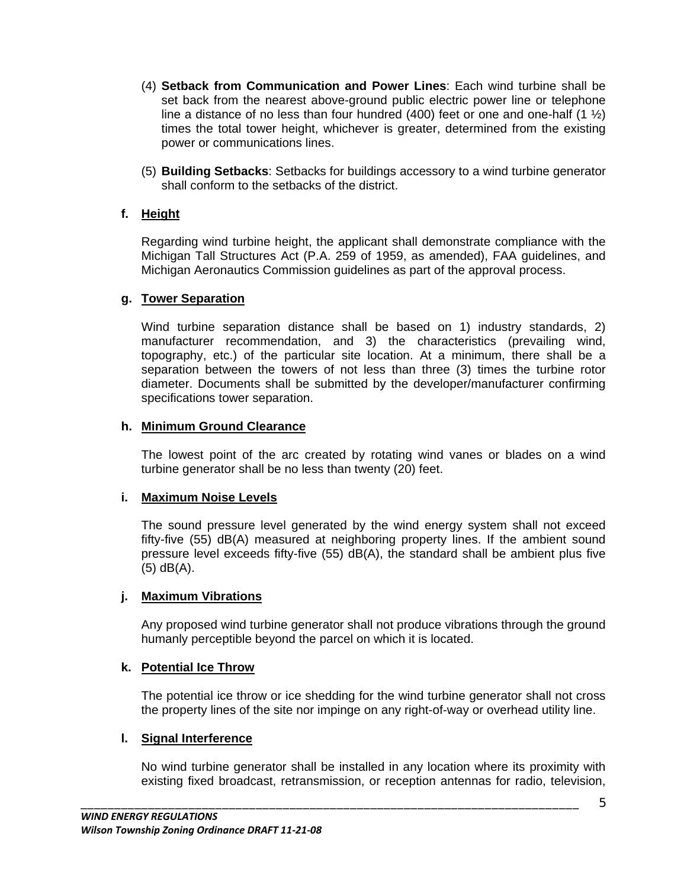(4) **Setback from Communication and Power Lines**: Each wind turbine shall be set back from the nearest above-ground public electric power line or telephone line a distance of no less than four hundred (400) feet or one and one-half (1 ½) times the total tower height, whichever is greater, determined from the existing power or communications lines.

(5) **Building Setbacks**: Setbacks for buildings accessory to a wind turbine generator shall conform to the setbacks of the district.

**f. Height**

Regarding wind turbine height, the applicant shall demonstrate compliance with the Michigan Tall Structures Act (P.A. 259 of 1959, as amended), FAA guidelines, and Michigan Aeronautics Commission guidelines as part of the approval process.

**g. Tower Separation**

Wind turbine separation distance shall be based on 1) industry standards, 2) manufacturer recommendation, and 3) the characteristics (prevailing wind, topography, etc.) of the particular site location. At a minimum, there shall be a separation between the towers of not less than three (3) times the turbine rotor diameter. Documents shall be submitted by the developer/manufacturer confirming specifications tower separation.

**h. Minimum Ground Clearance**

The lowest point of the arc created by rotating wind vanes or blades on a wind turbine generator shall be no less than twenty (20) feet.

**i. Maximum Noise Levels**

The sound pressure level generated by the wind energy system shall not exceed fifty-five (55) dB(A) measured at neighboring property lines. If the ambient sound pressure level exceeds fifty-five (55) dB(A), the standard shall be ambient plus five (5) dB(A).

**j. Maximum Vibrations**

Any proposed wind turbine generator shall not produce vibrations through the ground humanly perceptible beyond the parcel on which it is located.

**k. Potential Ice Throw**

The potential ice throw or ice shedding for the wind turbine generator shall not cross the property lines of the site nor impinge on any right-of-way or overhead utility line.

**l. Signal Interference**

No wind turbine generator shall be installed in any location where its proximity with existing fixed broadcast, retransmission, or reception antennas for radio, television,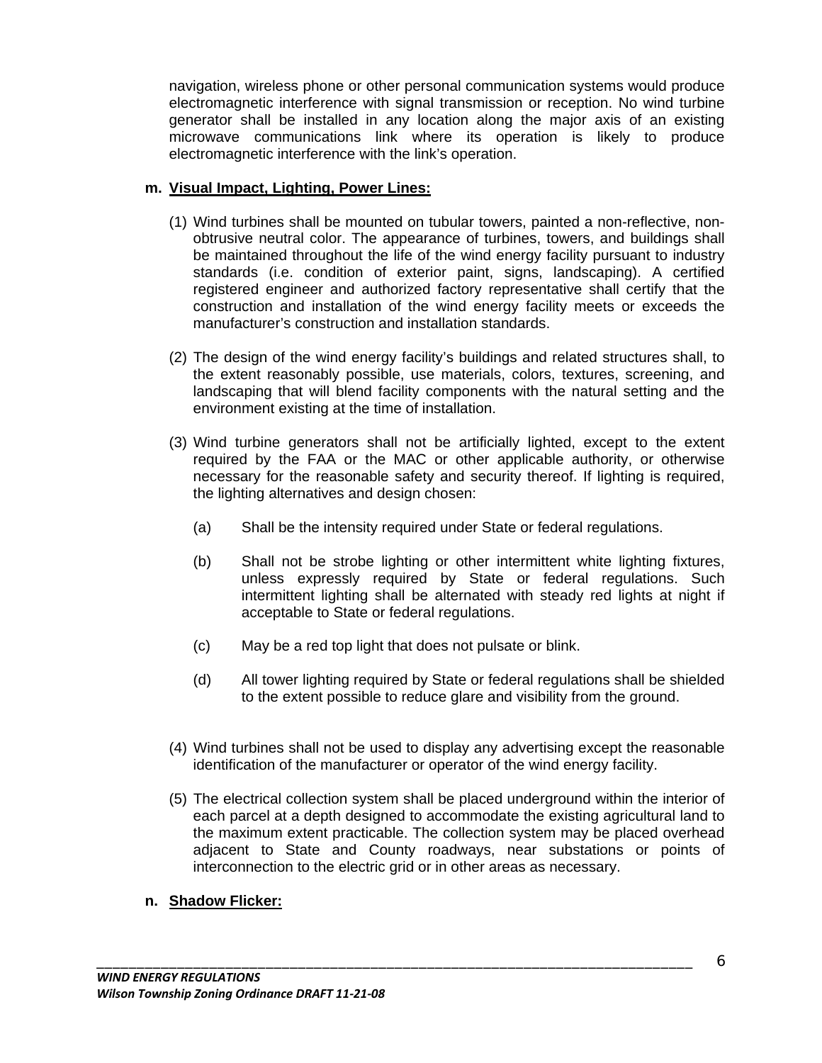navigation, wireless phone or other personal communication systems would produce electromagnetic interference with signal transmission or reception. No wind turbine generator shall be installed in any location along the major axis of an existing microwave communications link where its operation is likely to produce electromagnetic interference with the link's operation.

**m. <u>Visual Impact, Lighting, Power Lines:</u>**

(1) Wind turbines shall be mounted on tubular towers, painted a non-reflective, non-obtrusive neutral color. The appearance of turbines, towers, and buildings shall be maintained throughout the life of the wind energy facility pursuant to industry standards (i.e. condition of exterior paint, signs, landscaping). A certified registered engineer and authorized factory representative shall certify that the construction and installation of the wind energy facility meets or exceeds the manufacturer's construction and installation standards.

(2) The design of the wind energy facility's buildings and related structures shall, to the extent reasonably possible, use materials, colors, textures, screening, and landscaping that will blend facility components with the natural setting and the environment existing at the time of installation.

(3) Wind turbine generators shall not be artificially lighted, except to the extent required by the FAA or the MAC or other applicable authority, or otherwise necessary for the reasonable safety and security thereof. If lighting is required, the lighting alternatives and design chosen:

(a) Shall be the intensity required under State or federal regulations.

(b) Shall not be strobe lighting or other intermittent white lighting fixtures, unless expressly required by State or federal regulations. Such intermittent lighting shall be alternated with steady red lights at night if acceptable to State or federal regulations.

(c) May be a red top light that does not pulsate or blink.

(d) All tower lighting required by State or federal regulations shall be shielded to the extent possible to reduce glare and visibility from the ground.

(4) Wind turbines shall not be used to display any advertising except the reasonable identification of the manufacturer or operator of the wind energy facility.

(5) The electrical collection system shall be placed underground within the interior of each parcel at a depth designed to accommodate the existing agricultural land to the maximum extent practicable. The collection system may be placed overhead adjacent to State and County roadways, near substations or points of interconnection to the electric grid or in other areas as necessary.

**n. <u>Shadow Flicker:</u>**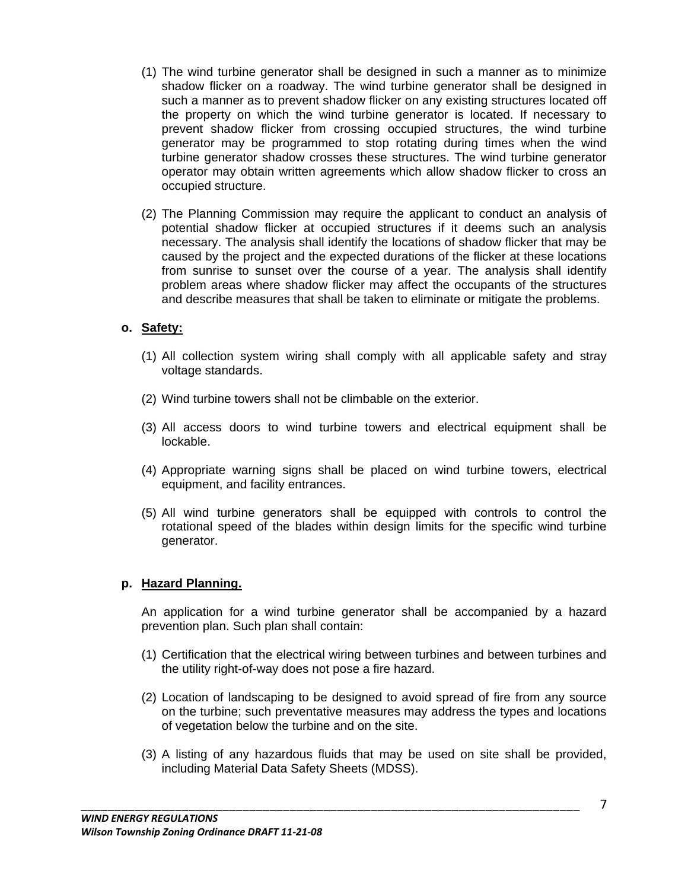(1) The wind turbine generator shall be designed in such a manner as to minimize shadow flicker on a roadway. The wind turbine generator shall be designed in such a manner as to prevent shadow flicker on any existing structures located off the property on which the wind turbine generator is located. If necessary to prevent shadow flicker from crossing occupied structures, the wind turbine generator may be programmed to stop rotating during times when the wind turbine generator shadow crosses these structures. The wind turbine generator operator may obtain written agreements which allow shadow flicker to cross an occupied structure.

(2) The Planning Commission may require the applicant to conduct an analysis of potential shadow flicker at occupied structures if it deems such an analysis necessary. The analysis shall identify the locations of shadow flicker that may be caused by the project and the expected durations of the flicker at these locations from sunrise to sunset over the course of a year. The analysis shall identify problem areas where shadow flicker may affect the occupants of the structures and describe measures that shall be taken to eliminate or mitigate the problems.

**o. <u>Safety:</u>**

(1) All collection system wiring shall comply with all applicable safety and stray voltage standards.

(2) Wind turbine towers shall not be climbable on the exterior.

(3) All access doors to wind turbine towers and electrical equipment shall be lockable.

(4) Appropriate warning signs shall be placed on wind turbine towers, electrical equipment, and facility entrances.

(5) All wind turbine generators shall be equipped with controls to control the rotational speed of the blades within design limits for the specific wind turbine generator.

**p. <u>Hazard Planning.</u>**

An application for a wind turbine generator shall be accompanied by a hazard prevention plan. Such plan shall contain:

(1) Certification that the electrical wiring between turbines and between turbines and the utility right-of-way does not pose a fire hazard.

(2) Location of landscaping to be designed to avoid spread of fire from any source on the turbine; such preventative measures may address the types and locations of vegetation below the turbine and on the site.

(3) A listing of any hazardous fluids that may be used on site shall be provided, including Material Data Safety Sheets (MDSS).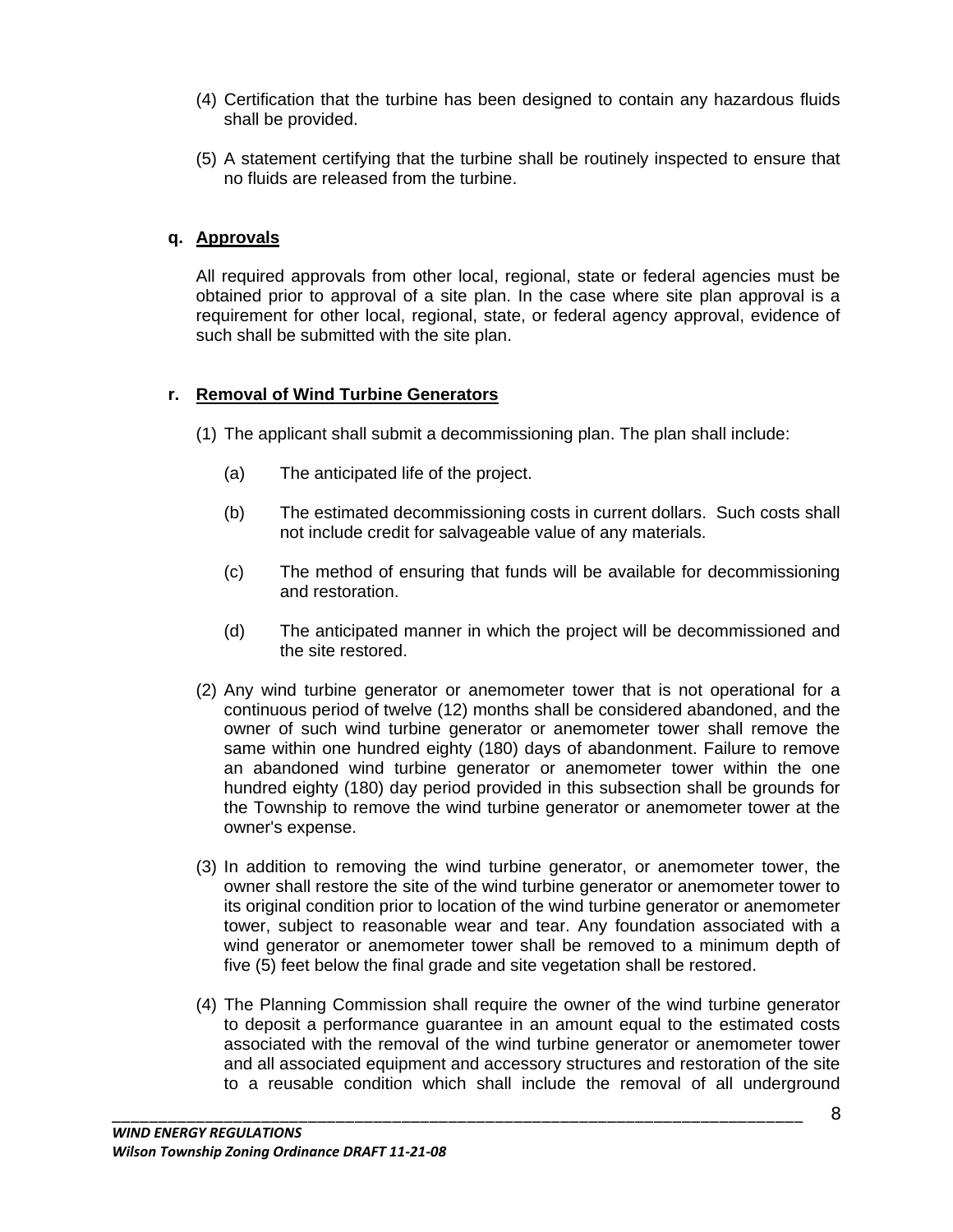(4) Certification that the turbine has been designed to contain any hazardous fluids shall be provided.

(5) A statement certifying that the turbine shall be routinely inspected to ensure that no fluids are released from the turbine.

**q. Approvals**

All required approvals from other local, regional, state or federal agencies must be obtained prior to approval of a site plan. In the case where site plan approval is a requirement for other local, regional, state, or federal agency approval, evidence of such shall be submitted with the site plan.

**r. Removal of Wind Turbine Generators**

(1) The applicant shall submit a decommissioning plan. The plan shall include:

   (a) The anticipated life of the project.

   (b) The estimated decommissioning costs in current dollars. Such costs shall not include credit for salvageable value of any materials.

   (c) The method of ensuring that funds will be available for decommissioning and restoration.

   (d) The anticipated manner in which the project will be decommissioned and the site restored.

(2) Any wind turbine generator or anemometer tower that is not operational for a continuous period of twelve (12) months shall be considered abandoned, and the owner of such wind turbine generator or anemometer tower shall remove the same within one hundred eighty (180) days of abandonment. Failure to remove an abandoned wind turbine generator or anemometer tower within the one hundred eighty (180) day period provided in this subsection shall be grounds for the Township to remove the wind turbine generator or anemometer tower at the owner's expense.

(3) In addition to removing the wind turbine generator, or anemometer tower, the owner shall restore the site of the wind turbine generator or anemometer tower to its original condition prior to location of the wind turbine generator or anemometer tower, subject to reasonable wear and tear. Any foundation associated with a wind generator or anemometer tower shall be removed to a minimum depth of five (5) feet below the final grade and site vegetation shall be restored.

(4) The Planning Commission shall require the owner of the wind turbine generator to deposit a performance guarantee in an amount equal to the estimated costs associated with the removal of the wind turbine generator or anemometer tower and all associated equipment and accessory structures and restoration of the site to a reusable condition which shall include the removal of all underground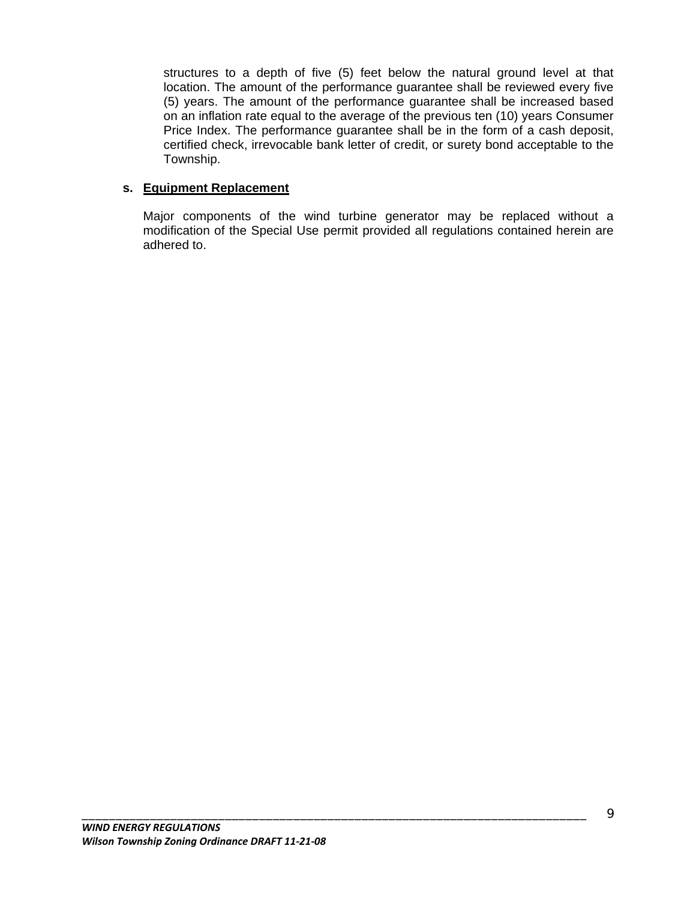structures to a depth of five (5) feet below the natural ground level at that location. The amount of the performance guarantee shall be reviewed every five (5) years. The amount of the performance guarantee shall be increased based on an inflation rate equal to the average of the previous ten (10) years Consumer Price Index. The performance guarantee shall be in the form of a cash deposit, certified check, irrevocable bank letter of credit, or surety bond acceptable to the Township.

**s. Equipment Replacement**

Major components of the wind turbine generator may be replaced without a modification of the Special Use permit provided all regulations contained herein are adhered to.